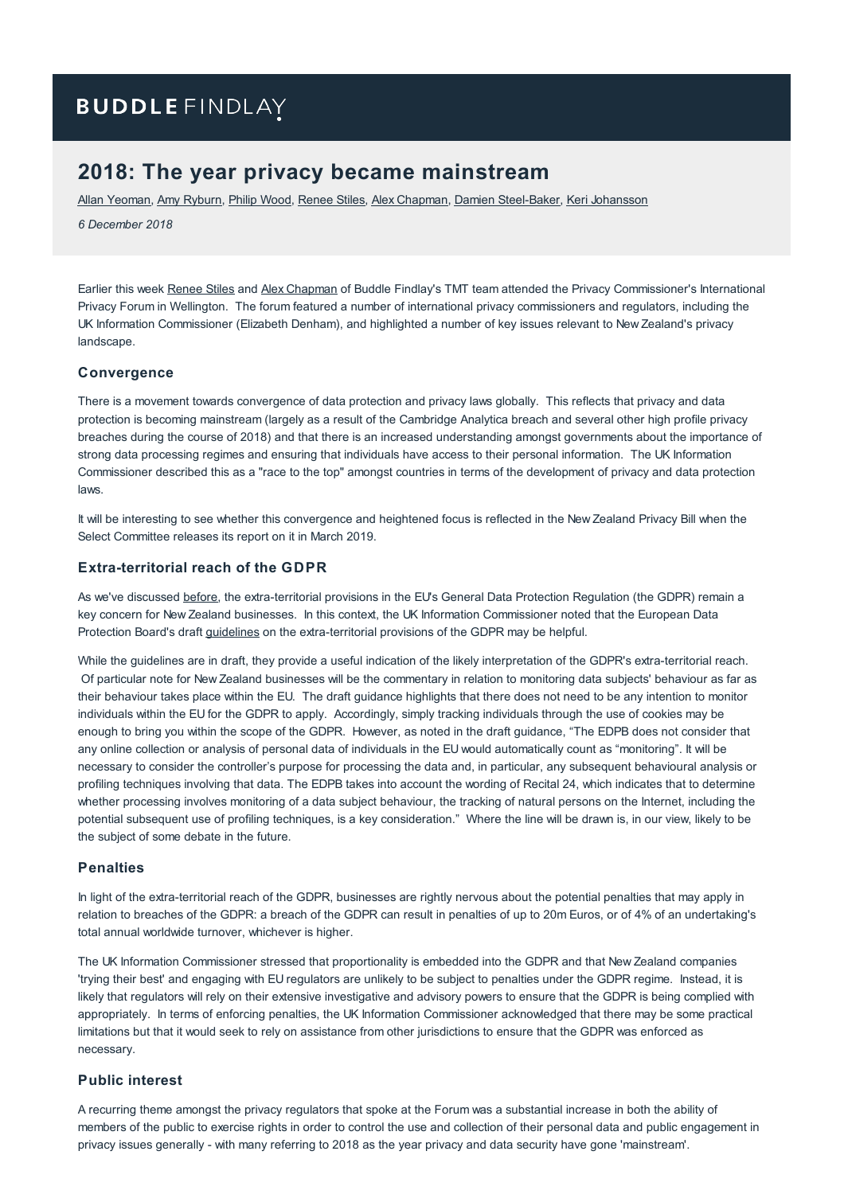BUDDLE FINDLAY

# 2018: The year privacy became mainstream

Allan Yeoman, Amy Ryburn, Philip Wood, Renee Stiles, Alex Chapman, Damien Steel-Baker, Keri Johansson

*6 December 2018*

Earlier this week Renee Stiles and Alex Chapman of Buddle Findlay's TMT team attended the Privacy Commissioner's International Privacy Forum in Wellington. The forum featured a number of international privacy commissioners and regulators, including the UK Information Commissioner (Elizabeth Denham), and highlighted a number of key issues relevant to New Zealand's privacy landscape.

### Convergence

There is a movement towards convergence of data protection and privacy laws globally. This reflects that privacy and data protection is becoming mainstream (largely as a result of the Cambridge Analytica breach and several other high profile privacy breaches during the course of 2018) and that there is an increased understanding amongst governments about the importance of strong data processing regimes and ensuring that individuals have access to their personal information. The UK Information Commissioner described this as a "race to the top" amongst countries in terms of the development of privacy and data protection laws.

It will be interesting to see whether this convergence and heightened focus is reflected in the New Zealand Privacy Bill when the Select Committee releases its report on it in March 2019.

### Extra-territorial reach of the GDPR

As we've discussed before, the extra-territorial provisions in the EU's General Data Protection Regulation (the GDPR) remain a key concern for New Zealand businesses. In this context, the UK Information Commissioner noted that the European Data Protection Board's draft guidelines on the extra-territorial provisions of the GDPR may be helpful.

While the guidelines are in draft, they provide a useful indication of the likely interpretation of the GDPR's extra-territorial reach. Of particular note for New Zealand businesses will be the commentary in relation to monitoring data subjects' behaviour as far as their behaviour takes place within the EU. The draft guidance highlights that there does not need to be any intention to monitor individuals within the EU for the GDPR to apply. Accordingly, simply tracking individuals through the use of cookies may be enough to bring you within the scope of the GDPR. However, as noted in the draft guidance, "The EDPB does not consider that any online collection or analysis of personal data of individuals in the EU would automatically count as "monitoring". It will be necessary to consider the controller's purpose for processing the data and, in particular, any subsequent behavioural analysis or profiling techniques involving that data. The EDPB takes into account the wording of Recital 24, which indicates that to determine whether processing involves monitoring of a data subject behaviour, the tracking of natural persons on the Internet, including the potential subsequent use of profiling techniques, is a key consideration." Where the line will be drawn is, in our view, likely to be the subject of some debate in the future.

### Penalties

In light of the extra-territorial reach of the GDPR, businesses are rightly nervous about the potential penalties that may apply in relation to breaches of the GDPR: a breach of the GDPR can result in penalties of up to 20m Euros, or of 4% of an undertaking's total annual worldwide turnover, whichever is higher.

The UK Information Commissioner stressed that proportionality is embedded into the GDPR and that New Zealand companies 'trying their best' and engaging with EU regulators are unlikely to be subject to penalties under the GDPR regime. Instead, it is likely that regulators will rely on their extensive investigative and advisory powers to ensure that the GDPR is being complied with appropriately. In terms of enforcing penalties, the UK Information Commissioner acknowledged that there may be some practical limitations but that it would seek to rely on assistance from other jurisdictions to ensure that the GDPR was enforced as necessary.

### Public interest

A recurring theme amongst the privacy regulators that spoke at the Forum was a substantial increase in both the ability of members of the public to exercise rights in order to control the use and collection of their personal data and public engagement in privacy issues generally - with many referring to 2018 as the year privacy and data security have gone 'mainstream'.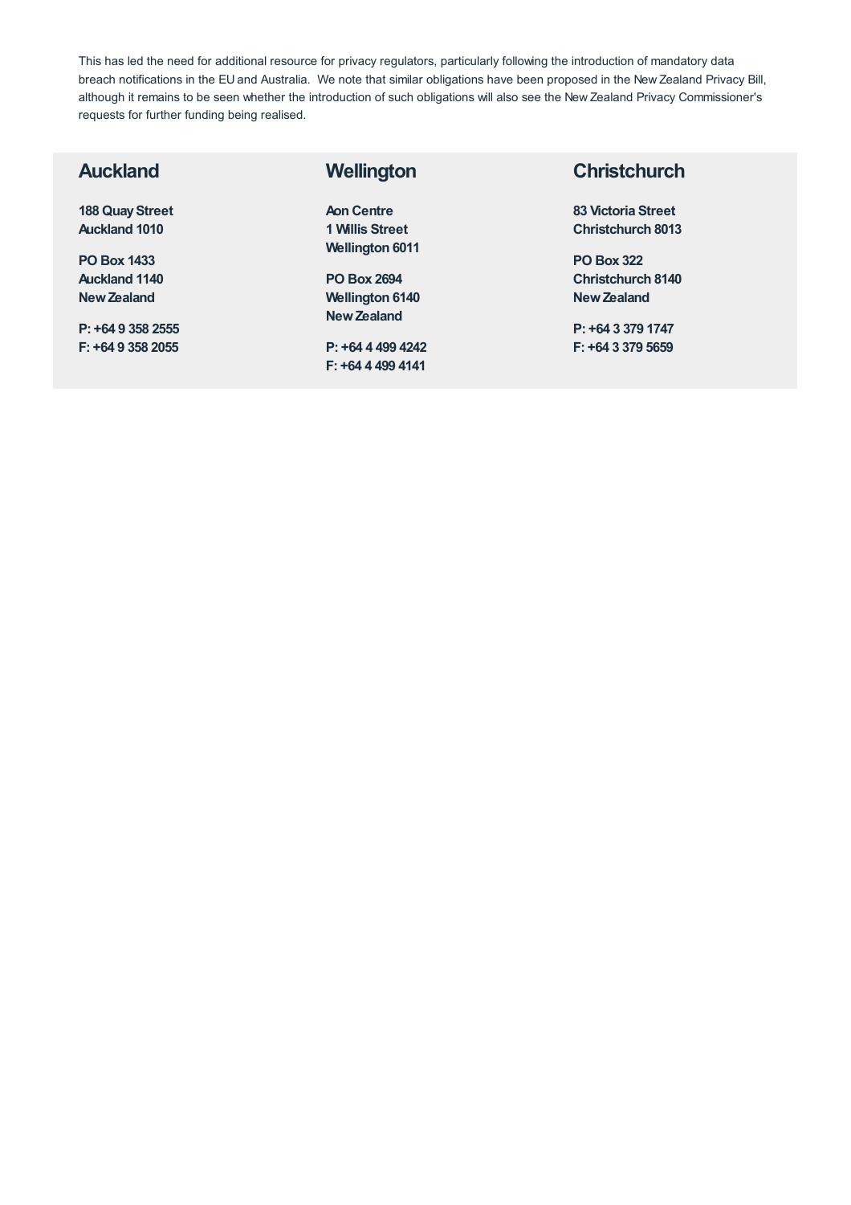This has led the need for additional resource for privacy regulators, particularly following the introduction of mandatory data breach notifications in the EU and Australia. We note that similar obligations have been proposed in the New Zealand Privacy Bill, although it remains to be seen whether the introduction of such obligations will also see the New Zealand Privacy Commissioner's requests for further funding being realised.

## Auckland

**188 Quay Street**
**Auckland 1010**

**PO Box 1433**
**Auckland 1140**
**New Zealand**

**P: +64 9 358 2555**
**F: +64 9 358 2055**

## Wellington

**Aon Centre**
**1 Willis Street**
**Wellington 6011**

**PO Box 2694**
**Wellington 6140**
**New Zealand**

**P: +64 4 499 4242**
**F: +64 4 499 4141**

## Christchurch

**83 Victoria Street**
**Christchurch 8013**

**PO Box 322**
**Christchurch 8140**
**New Zealand**

**P: +64 3 379 1747**
**F: +64 3 379 5659**